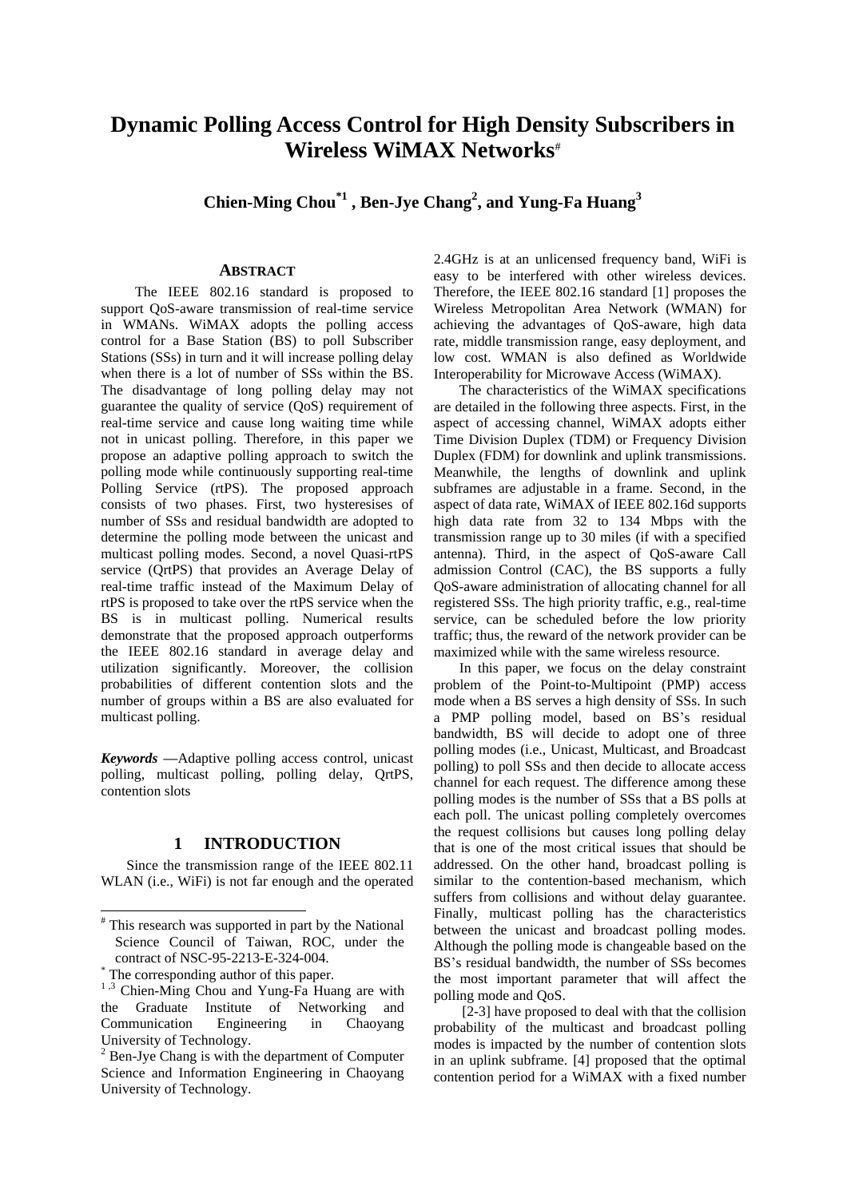# Dynamic Polling Access Control for High Density Subscribers in Wireless WiMAX Networks[#]

**Chien-Ming Chou[*1], Ben-Jye Chang[2], and Yung-Fa Huang[3]**

## ABSTRACT

The IEEE 802.16 standard is proposed to support QoS-aware transmission of real-time service in WMANs. WiMAX adopts the polling access control for a Base Station (BS) to poll Subscriber Stations (SSs) in turn and it will increase polling delay when there is a lot of number of SSs within the BS. The disadvantage of long polling delay may not guarantee the quality of service (QoS) requirement of real-time service and cause long waiting time while not in unicast polling. Therefore, in this paper we propose an adaptive polling approach to switch the polling mode while continuously supporting real-time Polling Service (rtPS). The proposed approach consists of two phases. First, two hysteresises of number of SSs and residual bandwidth are adopted to determine the polling mode between the unicast and multicast polling modes. Second, a novel Quasi-rtPS service (QrtPS) that provides an Average Delay of real-time traffic instead of the Maximum Delay of rtPS is proposed to take over the rtPS service when the BS is in multicast polling. Numerical results demonstrate that the proposed approach outperforms the IEEE 802.16 standard in average delay and utilization significantly. Moreover, the collision probabilities of different contention slots and the number of groups within a BS are also evaluated for multicast polling.

***Keywords*** **—**Adaptive polling access control, unicast polling, multicast polling, polling delay, QrtPS, contention slots

## 1 INTRODUCTION

Since the transmission range of the IEEE 802.11 WLAN (i.e., WiFi) is not far enough and the operated 2.4GHz is at an unlicensed frequency band, WiFi is easy to be interfered with other wireless devices. Therefore, the IEEE 802.16 standard [1] proposes the Wireless Metropolitan Area Network (WMAN) for achieving the advantages of QoS-aware, high data rate, middle transmission range, easy deployment, and low cost. WMAN is also defined as Worldwide Interoperability for Microwave Access (WiMAX).

The characteristics of the WiMAX specifications are detailed in the following three aspects. First, in the aspect of accessing channel, WiMAX adopts either Time Division Duplex (TDM) or Frequency Division Duplex (FDM) for downlink and uplink transmissions. Meanwhile, the lengths of downlink and uplink subframes are adjustable in a frame. Second, in the aspect of data rate, WiMAX of IEEE 802.16d supports high data rate from 32 to 134 Mbps with the transmission range up to 30 miles (if with a specified antenna). Third, in the aspect of QoS-aware Call admission Control (CAC), the BS supports a fully QoS-aware administration of allocating channel for all registered SSs. The high priority traffic, e.g., real-time service, can be scheduled before the low priority traffic; thus, the reward of the network provider can be maximized while with the same wireless resource.

In this paper, we focus on the delay constraint problem of the Point-to-Multipoint (PMP) access mode when a BS serves a high density of SSs. In such a PMP polling model, based on BS's residual bandwidth, BS will decide to adopt one of three polling modes (i.e., Unicast, Multicast, and Broadcast polling) to poll SSs and then decide to allocate access channel for each request. The difference among these polling modes is the number of SSs that a BS polls at each poll. The unicast polling completely overcomes the request collisions but causes long polling delay that is one of the most critical issues that should be addressed. On the other hand, broadcast polling is similar to the contention-based mechanism, which suffers from collisions and without delay guarantee. Finally, multicast polling has the characteristics between the unicast and broadcast polling modes. Although the polling mode is changeable based on the BS's residual bandwidth, the number of SSs becomes the most important parameter that will affect the polling mode and QoS.

[2-3] have proposed to deal with that the collision probability of the multicast and broadcast polling modes is impacted by the number of contention slots in an uplink subframe. [4] proposed that the optimal contention period for a WiMAX with a fixed number

---

[#] This research was supported in part by the National Science Council of Taiwan, ROC, under the contract of NSC-95-2213-E-324-004.

[*] The corresponding author of this paper.

[1,3] Chien-Ming Chou and Yung-Fa Huang are with the Graduate Institute of Networking and Communication Engineering in Chaoyang University of Technology.

[2] Ben-Jye Chang is with the department of Computer Science and Information Engineering in Chaoyang University of Technology.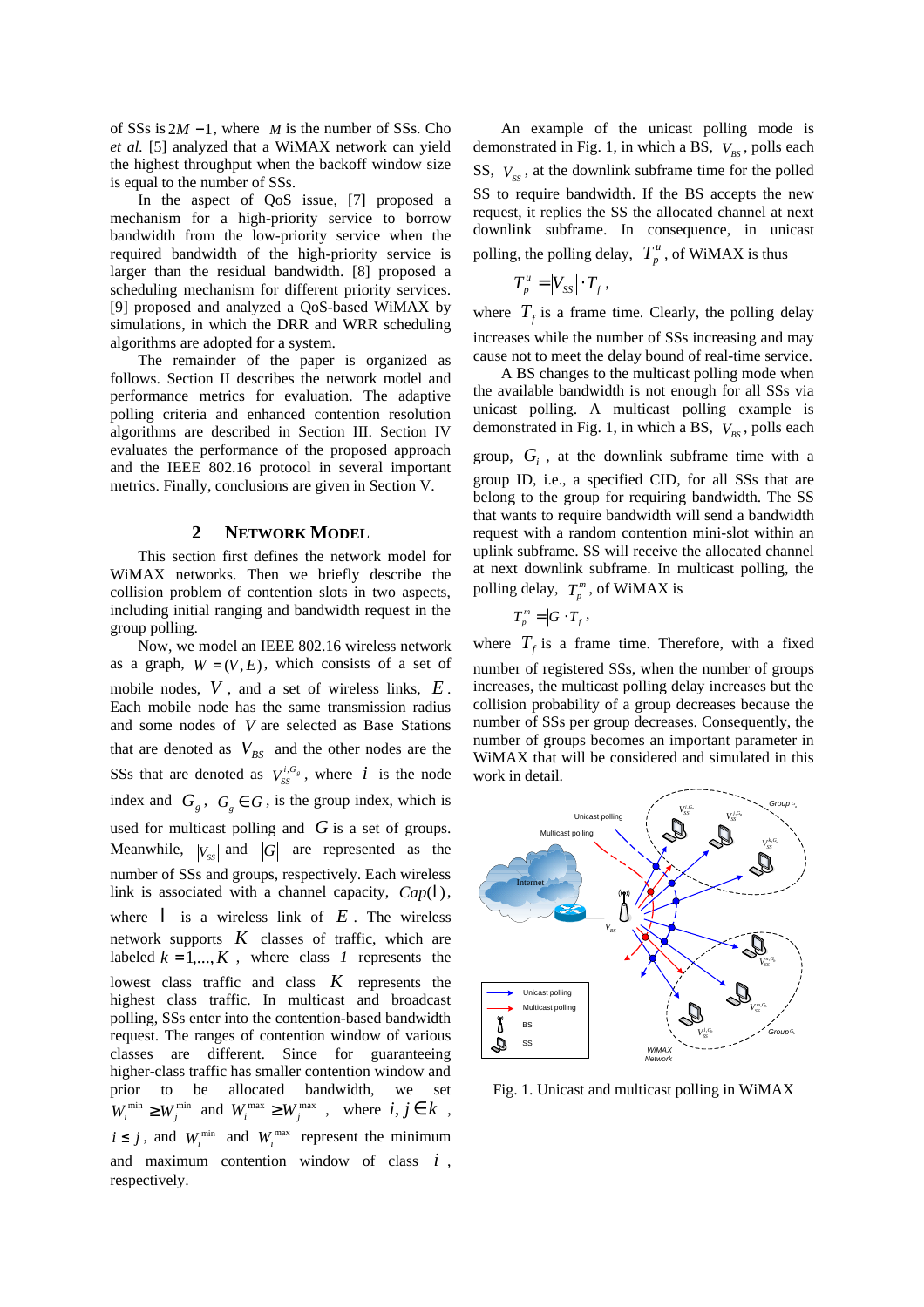of SSs is $2M-1$, where $M$ is the number of SSs. Cho *et al.* [5] analyzed that a WiMAX network can yield the highest throughput when the backoff window size is equal to the number of SSs.

In the aspect of QoS issue, [7] proposed a mechanism for a high-priority service to borrow bandwidth from the low-priority service when the required bandwidth of the high-priority service is larger than the residual bandwidth. [8] proposed a scheduling mechanism for different priority services. [9] proposed and analyzed a QoS-based WiMAX by simulations, in which the DRR and WRR scheduling algorithms are adopted for a system.

The remainder of the paper is organized as follows. Section II describes the network model and performance metrics for evaluation. The adaptive polling criteria and enhanced contention resolution algorithms are described in Section III. Section IV evaluates the performance of the proposed approach and the IEEE 802.16 protocol in several important metrics. Finally, conclusions are given in Section V.

## 2 Network Model

This section first defines the network model for WiMAX networks. Then we briefly describe the collision problem of contention slots in two aspects, including initial ranging and bandwidth request in the group polling.

Now, we model an IEEE 802.16 wireless network as a graph, $W=(V,E)$, which consists of a set of mobile nodes, $V$, and a set of wireless links, $E$. Each mobile node has the same transmission radius and some nodes of $V$ are selected as Base Stations that are denoted as $V_{BS}$ and the other nodes are the SSs that are denoted as $V_{SS}^{i,G_g}$, where $i$ is the node index and $G_g$, $G_g \in G$, is the group index, which is used for multicast polling and $G$ is a set of groups. Meanwhile, $|V_{SS}|$ and $|G|$ are represented as the number of SSs and groups, respectively. Each wireless link is associated with a channel capacity, $Cap(l)$, where $l$ is a wireless link of $E$. The wireless network supports $K$ classes of traffic, which are labeled $k=1,...,K$, where class *1* represents the lowest class traffic and class $K$ represents the highest class traffic. In multicast and broadcast polling, SSs enter into the contention-based bandwidth request. The ranges of contention window of various classes are different. Since for guaranteeing higher-class traffic has smaller contention window and prior to be allocated bandwidth, we set $W_i^{\min} \geq W_j^{\min}$ and $W_i^{\max} \geq W_j^{\max}$, where $i,j \in k$, $i \leq j$, and $W_i^{\min}$ and $W_i^{\max}$ represent the minimum and maximum contention window of class $i$, respectively.

An example of the unicast polling mode is demonstrated in Fig. 1, in which a BS, $V_{BS}$, polls each SS, $V_{SS}$, at the downlink subframe time for the polled SS to require bandwidth. If the BS accepts the new request, it replies the SS the allocated channel at next downlink subframe. In consequence, in unicast polling, the polling delay, $T_p^u$, of WiMAX is thus

$$T_p^u = |V_{SS}| \cdot T_f ,$$

where $T_f$ is a frame time. Clearly, the polling delay increases while the number of SSs increasing and may cause not to meet the delay bound of real-time service.

A BS changes to the multicast polling mode when the available bandwidth is not enough for all SSs via unicast polling. A multicast polling example is demonstrated in Fig. 1, in which a BS, $V_{BS}$, polls each group, $G_i$, at the downlink subframe time with a group ID, i.e., a specified CID, for all SSs that are belong to the group for requiring bandwidth. The SS that wants to require bandwidth will send a bandwidth request with a random contention mini-slot within an uplink subframe. SS will receive the allocated channel at next downlink subframe. In multicast polling, the polling delay, $T_p^m$, of WiMAX is

$$T_p^m = |G| \cdot T_f ,$$

where $T_f$ is a frame time. Therefore, with a fixed number of registered SSs, when the number of groups increases, the multicast polling delay increases but the collision probability of a group decreases because the number of SSs per group decreases. Consequently, the number of groups becomes an important parameter in WiMAX that will be considered and simulated in this work in detail.

Fig. 1. Unicast and multicast polling in WiMAX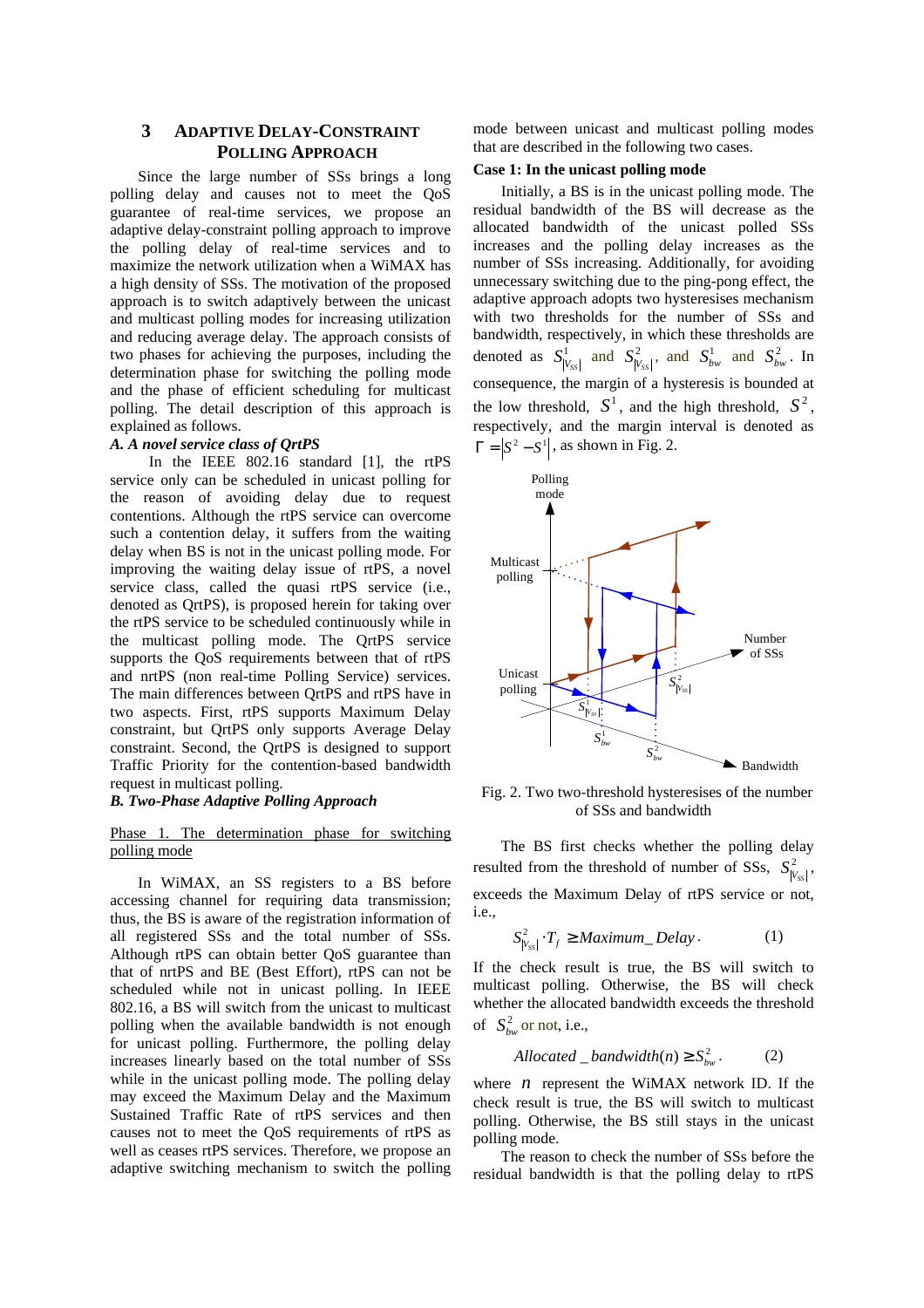## 3 Adaptive Delay-Constraint Polling Approach

Since the large number of SSs brings a long polling delay and causes not to meet the QoS guarantee of real-time services, we propose an adaptive delay-constraint polling approach to improve the polling delay of real-time services and to maximize the network utilization when a WiMAX has a high density of SSs. The motivation of the proposed approach is to switch adaptively between the unicast and multicast polling modes for increasing utilization and reducing average delay. The approach consists of two phases for achieving the purposes, including the determination phase for switching the polling mode and the phase of efficient scheduling for multicast polling. The detail description of this approach is explained as follows.

### *A. A novel service class of QrtPS*

In the IEEE 802.16 standard [1], the rtPS service only can be scheduled in unicast polling for the reason of avoiding delay due to request contentions. Although the rtPS service can overcome such a contention delay, it suffers from the waiting delay when BS is not in the unicast polling mode. For improving the waiting delay issue of rtPS, a novel service class, called the quasi rtPS service (i.e., denoted as QrtPS), is proposed herein for taking over the rtPS service to be scheduled continuously while in the multicast polling mode. The QrtPS service supports the QoS requirements between that of rtPS and nrtPS (non real-time Polling Service) services. The main differences between QrtPS and rtPS have in two aspects. First, rtPS supports Maximum Delay constraint, but QrtPS only supports Average Delay constraint. Second, the QrtPS is designed to support Traffic Priority for the contention-based bandwidth request in multicast polling.

### *B. Two-Phase Adaptive Polling Approach*

Phase 1. The determination phase for switching polling mode

In WiMAX, an SS registers to a BS before accessing channel for requiring data transmission; thus, the BS is aware of the registration information of all registered SSs and the total number of SSs. Although rtPS can obtain better QoS guarantee than that of nrtPS and BE (Best Effort), rtPS can not be scheduled while not in unicast polling. In IEEE 802.16, a BS will switch from the unicast to multicast polling when the available bandwidth is not enough for unicast polling. Furthermore, the polling delay increases linearly based on the total number of SSs while in the unicast polling mode. The polling delay may exceed the Maximum Delay and the Maximum Sustained Traffic Rate of rtPS services and then causes not to meet the QoS requirements of rtPS as well as ceases rtPS services. Therefore, we propose an adaptive switching mechanism to switch the polling mode between unicast and multicast polling modes that are described in the following two cases.

**Case 1: In the unicast polling mode**

Initially, a BS is in the unicast polling mode. The residual bandwidth of the BS will decrease as the allocated bandwidth of the unicast polled SSs increases and the polling delay increases as the number of SSs increasing. Additionally, for avoiding unnecessary switching due to the ping-pong effect, the adaptive approach adopts two hysteresises mechanism with two thresholds for the number of SSs and bandwidth, respectively, in which these thresholds are denoted as $S^1_{|V_{SS}|}$ and $S^2_{|V_{SS}|}$, and $S^1_{bw}$ and $S^2_{bw}$. In consequence, the margin of a hysteresis is bounded at the low threshold, $S^1$, and the high threshold, $S^2$, respectively, and the margin interval is denoted as $\Gamma = |S^2 - S^1|$, as shown in Fig. 2.

Polling mode
Multicast polling
Unicast polling
Number of SSs
Bandwidth
$S^1_{|V_{SS}|}$
$S^2_{|V_{SS}|}$
$S^1_{bw}$
$S^2_{bw}$

Fig. 2. Two two-threshold hysteresises of the number of SSs and bandwidth

The BS first checks whether the polling delay resulted from the threshold of number of SSs, $S^2_{|V_{SS}|}$, exceeds the Maximum Delay of rtPS service or not, i.e.,

$$S^2_{|V_{SS}|} \cdot T_f \geq Maximum\_Delay. \qquad (1)$$

If the check result is true, the BS will switch to multicast polling. Otherwise, the BS will check whether the allocated bandwidth exceeds the threshold of $S^2_{bw}$ or not, i.e.,

$$Allocated\_bandwidth(n) \geq S^2_{bw}. \qquad (2)$$

where $n$ represent the WiMAX network ID. If the check result is true, the BS will switch to multicast polling. Otherwise, the BS still stays in the unicast polling mode.

The reason to check the number of SSs before the residual bandwidth is that the polling delay to rtPS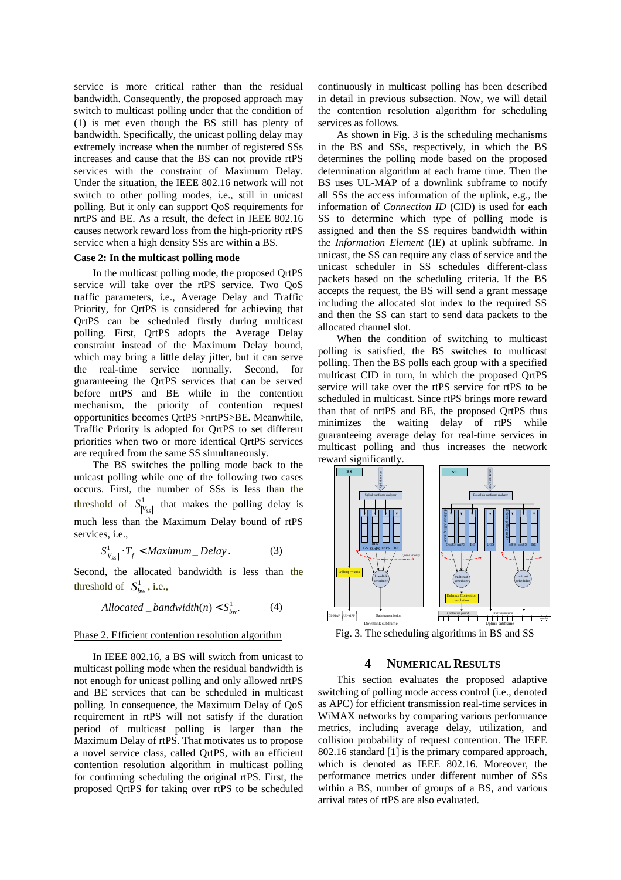service is more critical rather than the residual bandwidth. Consequently, the proposed approach may switch to multicast polling under that the condition of (1) is met even though the BS still has plenty of bandwidth. Specifically, the unicast polling delay may extremely increase when the number of registered SSs increases and cause that the BS can not provide rtPS services with the constraint of Maximum Delay. Under the situation, the IEEE 802.16 network will not switch to other polling modes, i.e., still in unicast polling. But it only can support QoS requirements for nrtPS and BE. As a result, the defect in IEEE 802.16 causes network reward loss from the high-priority rtPS service when a high density SSs are within a BS.

**Case 2: In the multicast polling mode**

In the multicast polling mode, the proposed QrtPS service will take over the rtPS service. Two QoS traffic parameters, i.e., Average Delay and Traffic Priority, for QrtPS is considered for achieving that QrtPS can be scheduled firstly during multicast polling. First, QrtPS adopts the Average Delay constraint instead of the Maximum Delay bound, which may bring a little delay jitter, but it can serve the real-time service normally. Second, for guaranteeing the QrtPS services that can be served before nrtPS and BE while in the contention mechanism, the priority of contention request opportunities becomes QrtPS >nrtPS>BE. Meanwhile, Traffic Priority is adopted for QrtPS to set different priorities when two or more identical QrtPS services are required from the same SS simultaneously.

The BS switches the polling mode back to the unicast polling while one of the following two cases occurs. First, the number of SSs is less than the threshold of $S^1_{|V_{SS}|}$ that makes the polling delay is much less than the Maximum Delay bound of rtPS services, i.e.,

$$S^1_{|V_{SS}|} \cdot T_f < Maximum\_Delay. \quad (3)$$

Second, the allocated bandwidth is less than the threshold of $S^1_{bw}$, i.e.,

$$Allocated\_bandwidth(n) < S^1_{bw}. \quad (4)$$

Phase 2. Efficient contention resolution algorithm

In IEEE 802.16, a BS will switch from unicast to multicast polling mode when the residual bandwidth is not enough for unicast polling and only allowed nrtPS and BE services that can be scheduled in multicast polling. In consequence, the Maximum Delay of QoS requirement in rtPS will not satisfy if the duration period of multicast polling is larger than the Maximum Delay of rtPS. That motivates us to propose a novel service class, called QrtPS, with an efficient contention resolution algorithm in multicast polling for continuing scheduling the original rtPS. First, the proposed QrtPS for taking over rtPS to be scheduled continuously in multicast polling has been described in detail in previous subsection. Now, we will detail the contention resolution algorithm for scheduling services as follows.

As shown in Fig. 3 is the scheduling mechanisms in the BS and SSs, respectively, in which the BS determines the polling mode based on the proposed determination algorithm at each frame time. Then the BS uses UL-MAP of a downlink subframe to notify all SSs the access information of the uplink, e.g., the information of *Connection ID* (CID) is used for each SS to determine which type of polling mode is assigned and then the SS requires bandwidth within the *Information Element* (IE) at uplink subframe. In unicast, the SS can require any class of service and the unicast scheduler in SS schedules different-class packets based on the scheduling criteria. If the BS accepts the request, the BS will send a grant message including the allocated slot index to the required SS and then the SS can start to send data packets to the allocated channel slot.

When the condition of switching to multicast polling is satisfied, the BS switches to multicast polling. Then the BS polls each group with a specified multicast CID in turn, in which the proposed QrtPS service will take over the rtPS service for rtPS to be scheduled in multicast. Since rtPS brings more reward than that of nrtPS and BE, the proposed QrtPS thus minimizes the waiting delay of rtPS while guaranteeing average delay for real-time services in multicast polling and thus increases the network reward significantly.

BS
Uplink stream
Uplink subframe analyzer
UGS
rtPS
QrtPS
nrtPS
BE
Queue Priority
Polling criteria
downlink scheduler
SS
Downlink stream
Downlink subframe analyzer
Multicast polling mode
QrtPS
nrtPS
BE
UGS
Unicast polling mode
rtPS
nrtPS
BE
multicast scheduler
unicast scheduler
Enhance Contention resolution
DL-MAP
UL-MAP
Data transmission
Downlink subframe
Contention period
Data transmission
Uplink subframe

Fig. 3. The scheduling algorithms in BS and SS

## 4 Numerical Results

This section evaluates the proposed adaptive switching of polling mode access control (i.e., denoted as APC) for efficient transmission real-time services in WiMAX networks by comparing various performance metrics, including average delay, utilization, and collision probability of request contention. The IEEE 802.16 standard [1] is the primary compared approach, which is denoted as IEEE 802.16. Moreover, the performance metrics under different number of SSs within a BS, number of groups of a BS, and various arrival rates of rtPS are also evaluated.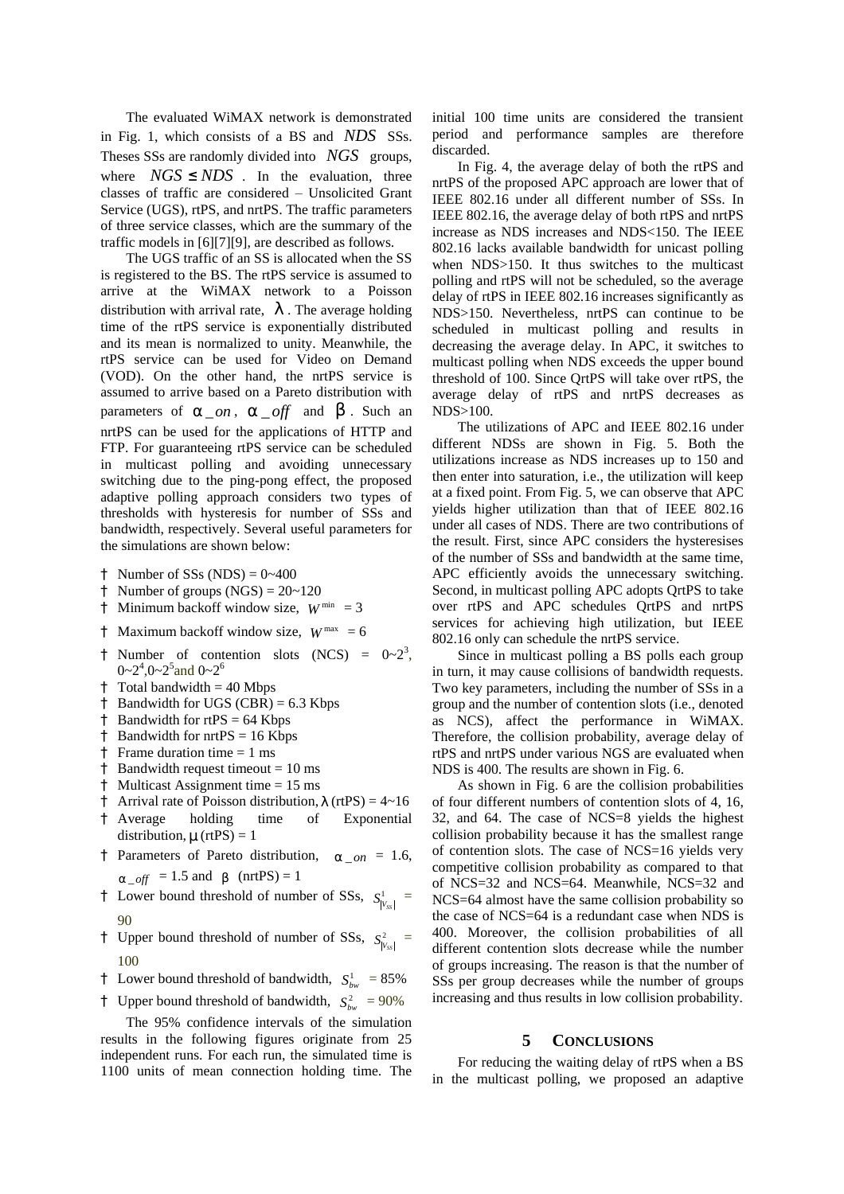The evaluated WiMAX network is demonstrated in Fig. 1, which consists of a BS and $NDS$ SSs. Theses SSs are randomly divided into $NGS$ groups, where $NGS \leq NDS$. In the evaluation, three classes of traffic are considered – Unsolicited Grant Service (UGS), rtPS, and nrtPS. The traffic parameters of three service classes, which are the summary of the traffic models in [6][7][9], are described as follows.

The UGS traffic of an SS is allocated when the SS is registered to the BS. The rtPS service is assumed to arrive at the WiMAX network to a Poisson distribution with arrival rate, $\lambda$. The average holding time of the rtPS service is exponentially distributed and its mean is normalized to unity. Meanwhile, the rtPS service can be used for Video on Demand (VOD). On the other hand, the nrtPS service is assumed to arrive based on a Pareto distribution with parameters of $\alpha\_on$, $\alpha\_off$ and $\beta$. Such an nrtPS can be used for the applications of HTTP and FTP. For guaranteeing rtPS service can be scheduled in multicast polling and avoiding unnecessary switching due to the ping-pong effect, the proposed adaptive polling approach considers two types of thresholds with hysteresis for number of SSs and bandwidth, respectively. Several useful parameters for the simulations are shown below:

- Number of SSs (NDS) = 0~400
- Number of groups (NGS) = 20~120
- Minimum backoff window size, $W^{\min} = 3$
- Maximum backoff window size, $W^{\max} = 6$
- Number of contention slots (NCS) = $0\sim2^3$, $0\sim2^4$, $0\sim2^5$ and $0\sim2^6$
- Total bandwidth = 40 Mbps
- Bandwidth for UGS (CBR) = 6.3 Kbps
- Bandwidth for rtPS = 64 Kbps
- Bandwidth for nrtPS = 16 Kbps
- Frame duration time = 1 ms
- Bandwidth request timeout = 10 ms
- Multicast Assignment time = 15 ms
- Arrival rate of Poisson distribution, $\lambda$ (rtPS) = 4~16
- Average holding time of Exponential distribution, $\mu$ (rtPS) = 1
- Parameters of Pareto distribution, $\alpha\_on$ = 1.6, $\alpha\_off$ = 1.5 and $\beta$ (nrtPS) = 1
- Lower bound threshold of number of SSs, $S^1_{|V_{SS}|}$ = 90
- Upper bound threshold of number of SSs, $S^2_{|V_{SS}|}$ = 100
- Lower bound threshold of bandwidth, $S^1_{bw}$ = 85%
- Upper bound threshold of bandwidth, $S^2_{bw}$ = 90%

The 95% confidence intervals of the simulation results in the following figures originate from 25 independent runs. For each run, the simulated time is 1100 units of mean connection holding time. The initial 100 time units are considered the transient period and performance samples are therefore discarded.

In Fig. 4, the average delay of both the rtPS and nrtPS of the proposed APC approach are lower that of IEEE 802.16 under all different number of SSs. In IEEE 802.16, the average delay of both rtPS and nrtPS increase as NDS increases and NDS<150. The IEEE 802.16 lacks available bandwidth for unicast polling when NDS>150. It thus switches to the multicast polling and rtPS will not be scheduled, so the average delay of rtPS in IEEE 802.16 increases significantly as NDS>150. Nevertheless, nrtPS can continue to be scheduled in multicast polling and results in decreasing the average delay. In APC, it switches to multicast polling when NDS exceeds the upper bound threshold of 100. Since QrtPS will take over rtPS, the average delay of rtPS and nrtPS decreases as NDS>100.

The utilizations of APC and IEEE 802.16 under different NDSs are shown in Fig. 5. Both the utilizations increase as NDS increases up to 150 and then enter into saturation, i.e., the utilization will keep at a fixed point. From Fig. 5, we can observe that APC yields higher utilization than that of IEEE 802.16 under all cases of NDS. There are two contributions of the result. First, since APC considers the hysteresises of the number of SSs and bandwidth at the same time, APC efficiently avoids the unnecessary switching. Second, in multicast polling APC adopts QrtPS to take over rtPS and APC schedules QrtPS and nrtPS services for achieving high utilization, but IEEE 802.16 only can schedule the nrtPS service.

Since in multicast polling a BS polls each group in turn, it may cause collisions of bandwidth requests. Two key parameters, including the number of SSs in a group and the number of contention slots (i.e., denoted as NCS), affect the performance in WiMAX. Therefore, the collision probability, average delay of rtPS and nrtPS under various NGS are evaluated when NDS is 400. The results are shown in Fig. 6.

As shown in Fig. 6 are the collision probabilities of four different numbers of contention slots of 4, 16, 32, and 64. The case of NCS=8 yields the highest collision probability because it has the smallest range of contention slots. The case of NCS=16 yields very competitive collision probability as compared to that of NCS=32 and NCS=64. Meanwhile, NCS=32 and NCS=64 almost have the same collision probability so the case of NCS=64 is a redundant case when NDS is 400. Moreover, the collision probabilities of all different contention slots decrease while the number of groups increasing. The reason is that the number of SSs per group decreases while the number of groups increasing and thus results in low collision probability.

## 5 CONCLUSIONS

For reducing the waiting delay of rtPS when a BS in the multicast polling, we proposed an adaptive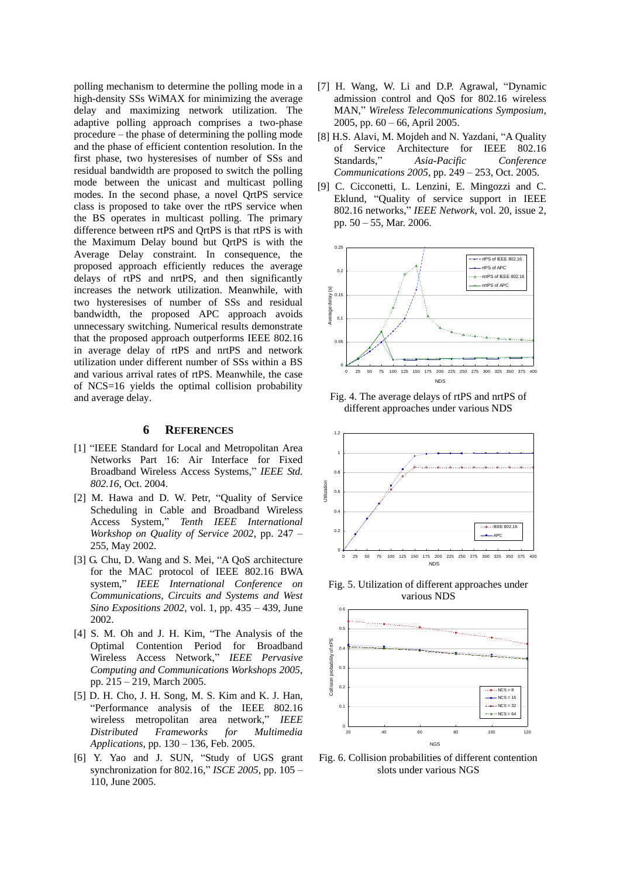polling mechanism to determine the polling mode in a high-density SSs WiMAX for minimizing the average delay and maximizing network utilization. The adaptive polling approach comprises a two-phase procedure – the phase of determining the polling mode and the phase of efficient contention resolution. In the first phase, two hysteresises of number of SSs and residual bandwidth are proposed to switch the polling mode between the unicast and multicast polling modes. In the second phase, a novel QrtPS service class is proposed to take over the rtPS service when the BS operates in multicast polling. The primary difference between rtPS and QrtPS is that rtPS is with the Maximum Delay bound but QrtPS is with the Average Delay constraint. In consequence, the proposed approach efficiently reduces the average delays of rtPS and nrtPS, and then significantly increases the network utilization. Meanwhile, with two hysteresises of number of SSs and residual bandwidth, the proposed APC approach avoids unnecessary switching. Numerical results demonstrate that the proposed approach outperforms IEEE 802.16 in average delay of rtPS and nrtPS and network utilization under different number of SSs within a BS and various arrival rates of rtPS. Meanwhile, the case of NCS=16 yields the optimal collision probability and average delay.

## 6 REFERENCES

[1] "IEEE Standard for Local and Metropolitan Area Networks Part 16: Air Interface for Fixed Broadband Wireless Access Systems," *IEEE Std. 802.16*, Oct. 2004.

[2] M. Hawa and D. W. Petr, "Quality of Service Scheduling in Cable and Broadband Wireless Access System," *Tenth IEEE International Workshop on Quality of Service 2002*, pp. 247 – 255, May 2002.

[3] G. Chu, D. Wang and S. Mei, "A QoS architecture for the MAC protocol of IEEE 802.16 BWA system," *IEEE International Conference on Communications, Circuits and Systems and West Sino Expositions 2002*, vol. 1, pp. 435 – 439, June 2002.

[4] S. M. Oh and J. H. Kim, "The Analysis of the Optimal Contention Period for Broadband Wireless Access Network," *IEEE Pervasive Computing and Communications Workshops 2005*, pp. 215 – 219, March 2005.

[5] D. H. Cho, J. H. Song, M. S. Kim and K. J. Han, "Performance analysis of the IEEE 802.16 wireless metropolitan area network," *IEEE Distributed Frameworks for Multimedia Applications*, pp. 130 – 136, Feb. 2005.

[6] Y. Yao and J. SUN, "Study of UGS grant synchronization for 802.16," *ISCE 2005*, pp. 105 – 110, June 2005.

[7] H. Wang, W. Li and D.P. Agrawal, "Dynamic admission control and QoS for 802.16 wireless MAN," *Wireless Telecommunications Symposium*, 2005, pp. 60 – 66, April 2005.

[8] H.S. Alavi, M. Mojdeh and N. Yazdani, "A Quality of Service Architecture for IEEE 802.16 Standards," *Asia-Pacific Conference Communications 2005*, pp. 249 – 253, Oct. 2005.

[9] C. Cicconetti, L. Lenzini, E. Mingozzi and C. Eklund, "Quality of service support in IEEE 802.16 networks," *IEEE Network*, vol. 20, issue 2, pp. 50 – 55, Mar. 2006.

Average delay (s)
0.25
0.2
0.15
0.1
0.05
0
0 25 50 75 100 125 150 175 200 225 250 275 300 325 350 375 400
NDS
rtPS of IEEE 802.16
rtPS of APC
nrtPS of IEEE 802.16
nrtPS of APC

Fig. 4. The average delays of rtPS and nrtPS of different approaches under various NDS

Utilization
1.2
1
0.8
0.6
0.4
0.2
0
0 25 50 75 100 125 150 175 200 225 250 275 300 325 350 375 400
NDS
IEEE 802.16
APC

Fig. 5. Utilization of different approaches under various NDS

Collision probability of rtPS
0.6
0.5
0.4
0.3
0.2
0.1
0
20 40 60 80 100 120
NGS
NCS = 8
NCS = 16
NCS = 32
NCS = 64

Fig. 6. Collision probabilities of different contention slots under various NGS